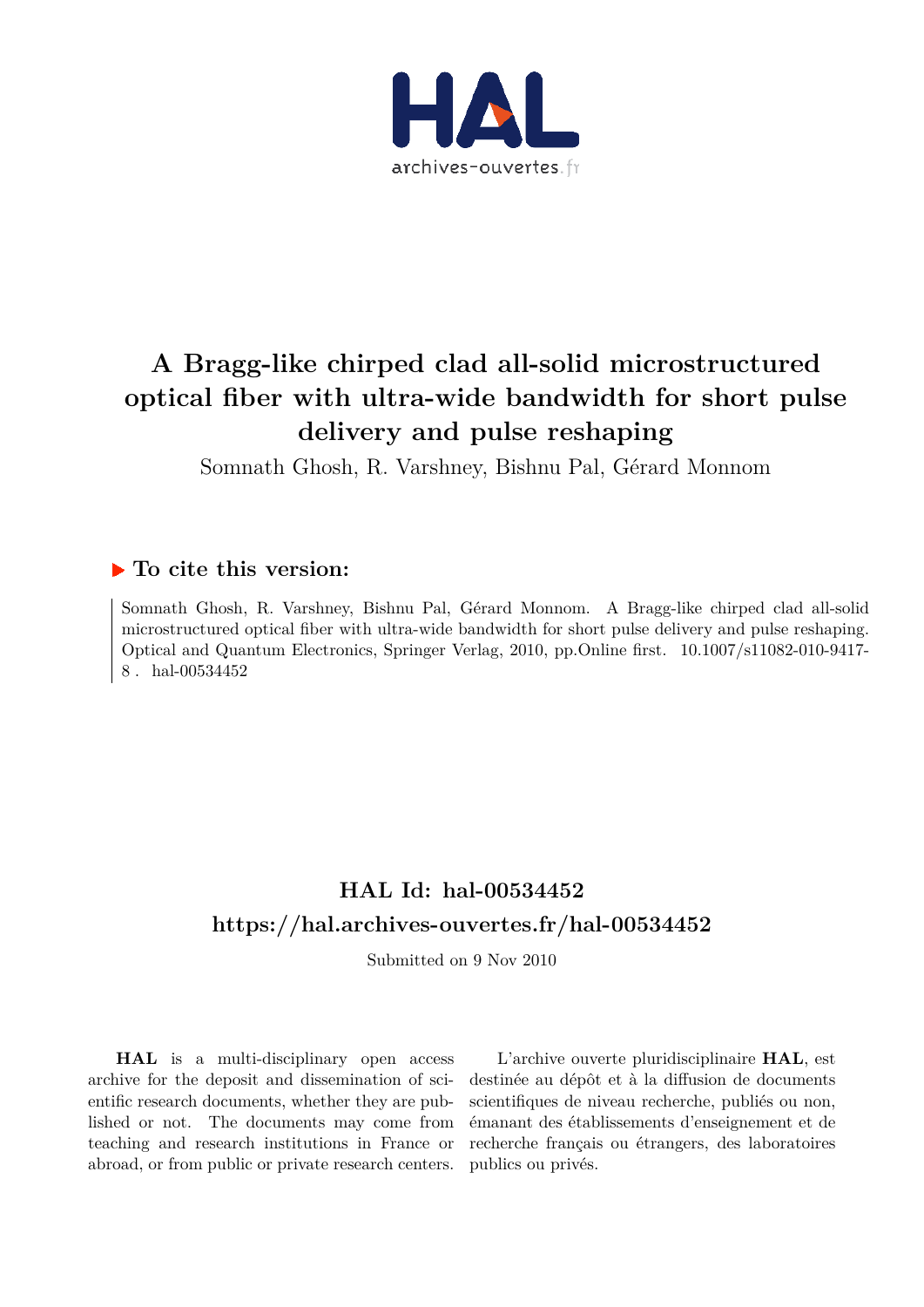# A Bragg-like chirped clad all-solid microstructured optical fiber with ultra-wide bandwidth for short pulse delivery and pulse reshaping

Somnath Ghosh, R. Varshney, Bishnu Pal, Gérard Monnom

## To cite this version:

Somnath Ghosh, R. Varshney, Bishnu Pal, Gérard Monnom. A Bragg-like chirped clad all-solid microstructured optical fiber with ultra-wide bandwidth for short pulse delivery and pulse reshaping. Optical and Quantum Electronics, Springer Verlag, 2010, pp.Online first. 10.1007/s11082-010-9417-8 . hal-00534452

## HAL Id: hal-00534452

## https://hal.archives-ouvertes.fr/hal-00534452

Submitted on 9 Nov 2010

**HAL** is a multi-disciplinary open access archive for the deposit and dissemination of scientific research documents, whether they are published or not. The documents may come from teaching and research institutions in France or abroad, or from public or private research centers.

L'archive ouverte pluridisciplinaire **HAL**, est destinée au dépôt et à la diffusion de documents scientifiques de niveau recherche, publiés ou non, émanant des établissements d'enseignement et de recherche français ou étrangers, des laboratoires publics ou privés.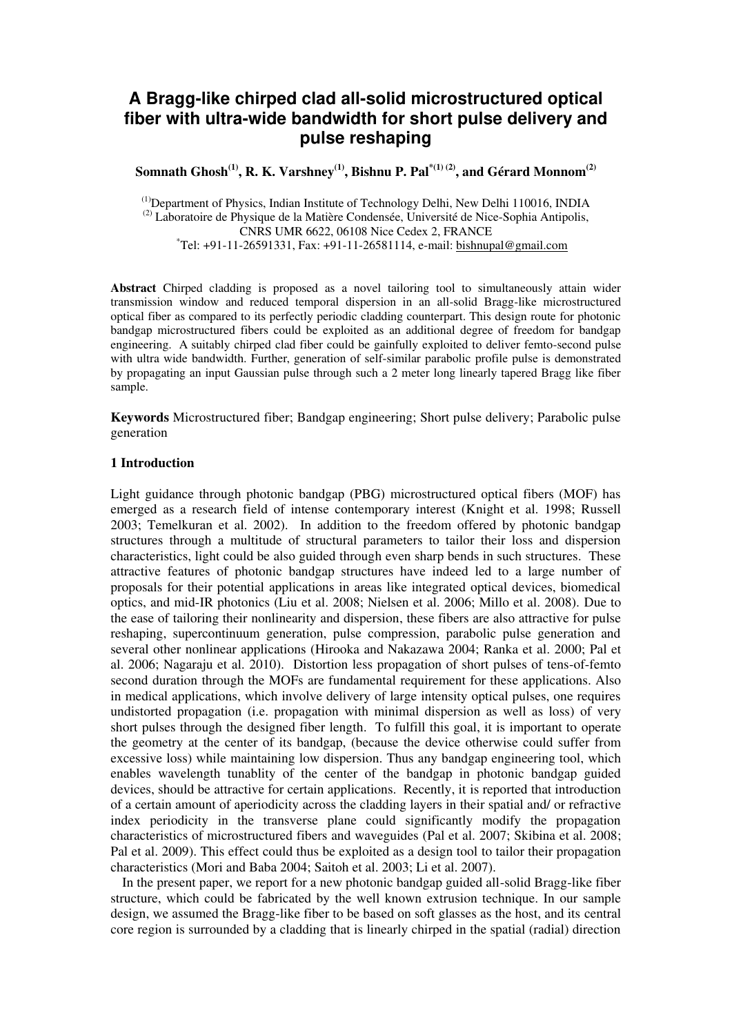# A Bragg-like chirped clad all-solid microstructured optical fiber with ultra-wide bandwidth for short pulse delivery and pulse reshaping

**Somnath Ghosh[1], R. K. Varshney[1], Bishnu P. Pal[*(1) (2)], and Gérard Monnom[2]**

[1]Department of Physics, Indian Institute of Technology Delhi, New Delhi 110016, INDIA
[2] Laboratoire de Physique de la Matière Condensée, Université de Nice-Sophia Antipolis, CNRS UMR 6622, 06108 Nice Cedex 2, FRANCE
[*]Tel: +91-11-26591331, Fax: +91-11-26581114, e-mail: bishnupal@gmail.com

**Abstract** Chirped cladding is proposed as a novel tailoring tool to simultaneously attain wider transmission window and reduced temporal dispersion in an all-solid Bragg-like microstructured optical fiber as compared to its perfectly periodic cladding counterpart. This design route for photonic bandgap microstructured fibers could be exploited as an additional degree of freedom for bandgap engineering. A suitably chirped clad fiber could be gainfully exploited to deliver femto-second pulse with ultra wide bandwidth. Further, generation of self-similar parabolic profile pulse is demonstrated by propagating an input Gaussian pulse through such a 2 meter long linearly tapered Bragg like fiber sample.

**Keywords** Microstructured fiber; Bandgap engineering; Short pulse delivery; Parabolic pulse generation

## 1 Introduction

Light guidance through photonic bandgap (PBG) microstructured optical fibers (MOF) has emerged as a research field of intense contemporary interest (Knight et al. 1998; Russell 2003; Temelkuran et al. 2002). In addition to the freedom offered by photonic bandgap structures through a multitude of structural parameters to tailor their loss and dispersion characteristics, light could be also guided through even sharp bends in such structures. These attractive features of photonic bandgap structures have indeed led to a large number of proposals for their potential applications in areas like integrated optical devices, biomedical optics, and mid-IR photonics (Liu et al. 2008; Nielsen et al. 2006; Millo et al. 2008). Due to the ease of tailoring their nonlinearity and dispersion, these fibers are also attractive for pulse reshaping, supercontinuum generation, pulse compression, parabolic pulse generation and several other nonlinear applications (Hirooka and Nakazawa 2004; Ranka et al. 2000; Pal et al. 2006; Nagaraju et al. 2010). Distortion less propagation of short pulses of tens-of-femto second duration through the MOFs are fundamental requirement for these applications. Also in medical applications, which involve delivery of large intensity optical pulses, one requires undistorted propagation (i.e. propagation with minimal dispersion as well as loss) of very short pulses through the designed fiber length. To fulfill this goal, it is important to operate the geometry at the center of its bandgap, (because the device otherwise could suffer from excessive loss) while maintaining low dispersion. Thus any bandgap engineering tool, which enables wavelength tunablity of the center of the bandgap in photonic bandgap guided devices, should be attractive for certain applications. Recently, it is reported that introduction of a certain amount of aperiodicity across the cladding layers in their spatial and/ or refractive index periodicity in the transverse plane could significantly modify the propagation characteristics of microstructured fibers and waveguides (Pal et al. 2007; Skibina et al. 2008; Pal et al. 2009). This effect could thus be exploited as a design tool to tailor their propagation characteristics (Mori and Baba 2004; Saitoh et al. 2003; Li et al. 2007).

In the present paper, we report for a new photonic bandgap guided all-solid Bragg-like fiber structure, which could be fabricated by the well known extrusion technique. In our sample design, we assumed the Bragg-like fiber to be based on soft glasses as the host, and its central core region is surrounded by a cladding that is linearly chirped in the spatial (radial) direction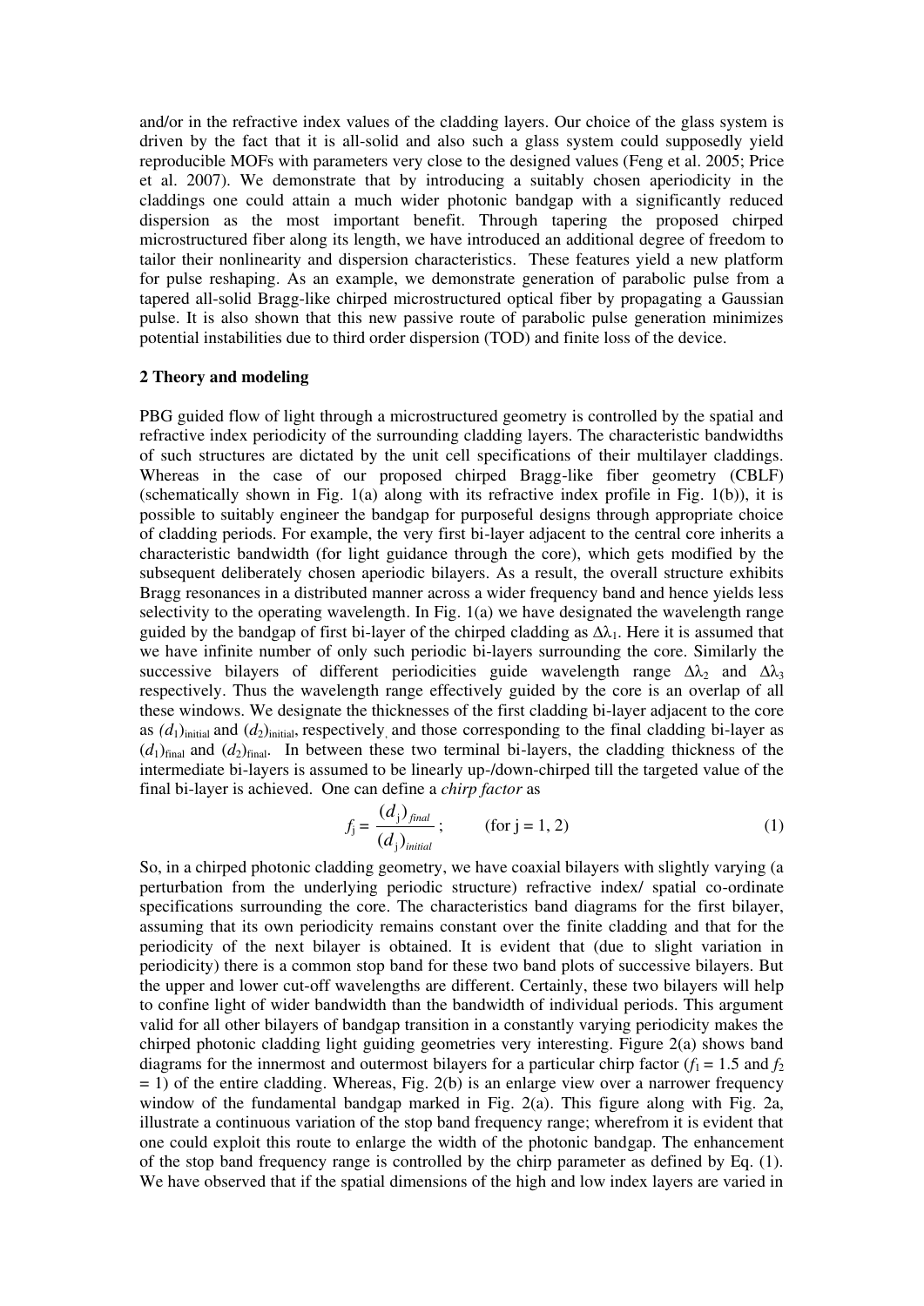and/or in the refractive index values of the cladding layers. Our choice of the glass system is driven by the fact that it is all-solid and also such a glass system could supposedly yield reproducible MOFs with parameters very close to the designed values (Feng et al. 2005; Price et al. 2007). We demonstrate that by introducing a suitably chosen aperiodicity in the claddings one could attain a much wider photonic bandgap with a significantly reduced dispersion as the most important benefit. Through tapering the proposed chirped microstructured fiber along its length, we have introduced an additional degree of freedom to tailor their nonlinearity and dispersion characteristics. These features yield a new platform for pulse reshaping. As an example, we demonstrate generation of parabolic pulse from a tapered all-solid Bragg-like chirped microstructured optical fiber by propagating a Gaussian pulse. It is also shown that this new passive route of parabolic pulse generation minimizes potential instabilities due to third order dispersion (TOD) and finite loss of the device.

## 2 Theory and modeling

PBG guided flow of light through a microstructured geometry is controlled by the spatial and refractive index periodicity of the surrounding cladding layers. The characteristic bandwidths of such structures are dictated by the unit cell specifications of their multilayer claddings. Whereas in the case of our proposed chirped Bragg-like fiber geometry (CBLF) (schematically shown in Fig. 1(a) along with its refractive index profile in Fig. 1(b)), it is possible to suitably engineer the bandgap for purposeful designs through appropriate choice of cladding periods. For example, the very first bi-layer adjacent to the central core inherits a characteristic bandwidth (for light guidance through the core), which gets modified by the subsequent deliberately chosen aperiodic bilayers. As a result, the overall structure exhibits Bragg resonances in a distributed manner across a wider frequency band and hence yields less selectivity to the operating wavelength. In Fig. 1(a) we have designated the wavelength range guided by the bandgap of first bi-layer of the chirped cladding as $\Delta\lambda_1$. Here it is assumed that we have infinite number of only such periodic bi-layers surrounding the core. Similarly the successive bilayers of different periodicities guide wavelength range $\Delta\lambda_2$ and $\Delta\lambda_3$ respectively. Thus the wavelength range effectively guided by the core is an overlap of all these windows. We designate the thicknesses of the first cladding bi-layer adjacent to the core as $(d_1)_{\text{initial}}$ and $(d_2)_{\text{initial}}$, respectively, and those corresponding to the final cladding bi-layer as $(d_1)_{\text{final}}$ and $(d_2)_{\text{final}}$. In between these two terminal bi-layers, the cladding thickness of the intermediate bi-layers is assumed to be linearly up-/down-chirped till the targeted value of the final bi-layer is achieved. One can define a *chirp factor* as

$$f_j = \frac{(d_j)_{final}}{(d_j)_{initial}}; \qquad \text{(for j = 1, 2)} \tag{1}$$

So, in a chirped photonic cladding geometry, we have coaxial bilayers with slightly varying (a perturbation from the underlying periodic structure) refractive index/ spatial co-ordinate specifications surrounding the core. The characteristics band diagrams for the first bilayer, assuming that its own periodicity remains constant over the finite cladding and that for the periodicity of the next bilayer is obtained. It is evident that (due to slight variation in periodicity) there is a common stop band for these two band plots of successive bilayers. But the upper and lower cut-off wavelengths are different. Certainly, these two bilayers will help to confine light of wider bandwidth than the bandwidth of individual periods. This argument valid for all other bilayers of bandgap transition in a constantly varying periodicity makes the chirped photonic cladding light guiding geometries very interesting. Figure 2(a) shows band diagrams for the innermost and outermost bilayers for a particular chirp factor ($f_1$ = 1.5 and $f_2$ = 1) of the entire cladding. Whereas, Fig. 2(b) is an enlarge view over a narrower frequency window of the fundamental bandgap marked in Fig. 2(a). This figure along with Fig. 2a, illustrate a continuous variation of the stop band frequency range; wherefrom it is evident that one could exploit this route to enlarge the width of the photonic bandgap. The enhancement of the stop band frequency range is controlled by the chirp parameter as defined by Eq. (1). We have observed that if the spatial dimensions of the high and low index layers are varied in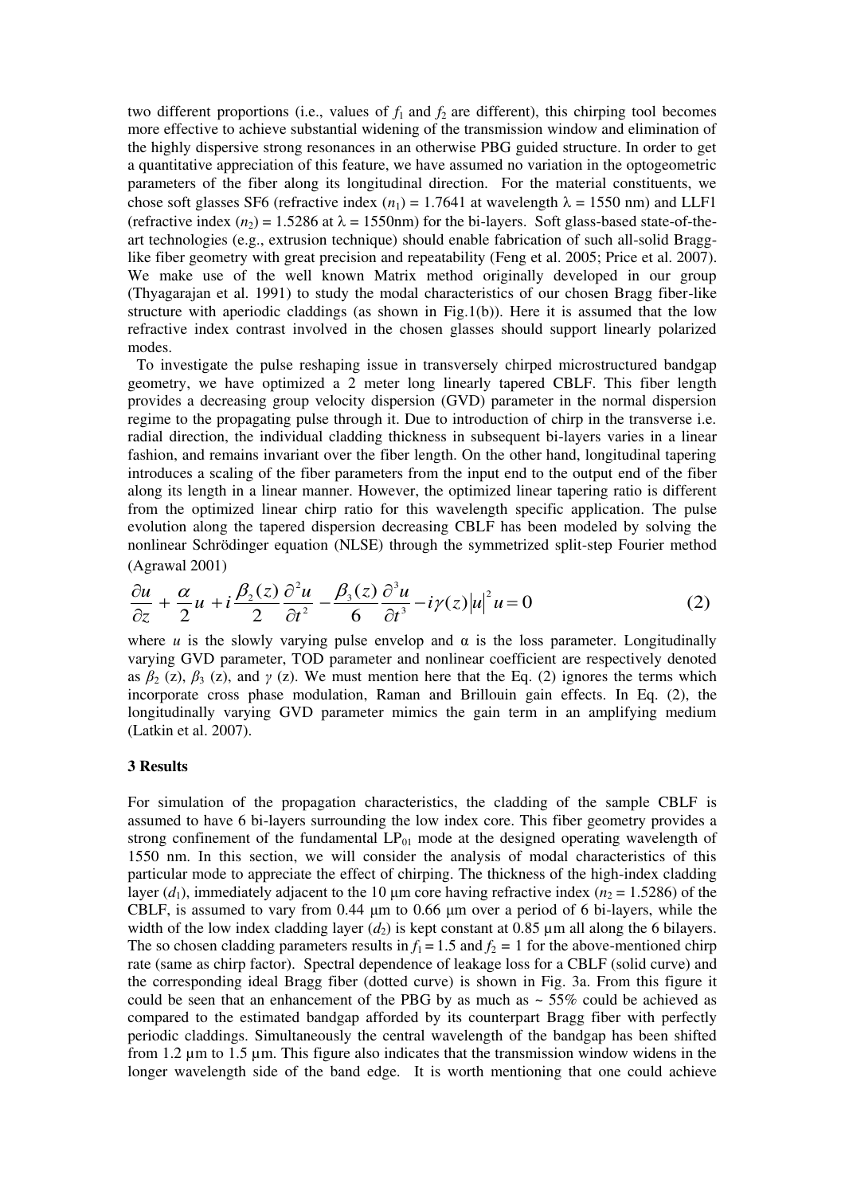two different proportions (i.e., values of $f_1$ and $f_2$ are different), this chirping tool becomes more effective to achieve substantial widening of the transmission window and elimination of the highly dispersive strong resonances in an otherwise PBG guided structure. In order to get a quantitative appreciation of this feature, we have assumed no variation in the optogeometric parameters of the fiber along its longitudinal direction. For the material constituents, we chose soft glasses SF6 (refractive index ($n_1$) = 1.7641 at wavelength $\lambda$ = 1550 nm) and LLF1 (refractive index ($n_2$) = 1.5286 at $\lambda$ = 1550nm) for the bi-layers. Soft glass-based state-of-the-art technologies (e.g., extrusion technique) should enable fabrication of such all-solid Bragg-like fiber geometry with great precision and repeatability (Feng et al. 2005; Price et al. 2007). We make use of the well known Matrix method originally developed in our group (Thyagarajan et al. 1991) to study the modal characteristics of our chosen Bragg fiber-like structure with aperiodic claddings (as shown in Fig.1(b)). Here it is assumed that the low refractive index contrast involved in the chosen glasses should support linearly polarized modes.

To investigate the pulse reshaping issue in transversely chirped microstructured bandgap geometry, we have optimized a 2 meter long linearly tapered CBLF. This fiber length provides a decreasing group velocity dispersion (GVD) parameter in the normal dispersion regime to the propagating pulse through it. Due to introduction of chirp in the transverse i.e. radial direction, the individual cladding thickness in subsequent bi-layers varies in a linear fashion, and remains invariant over the fiber length. On the other hand, longitudinal tapering introduces a scaling of the fiber parameters from the input end to the output end of the fiber along its length in a linear manner. However, the optimized linear tapering ratio is different from the optimized linear chirp ratio for this wavelength specific application. The pulse evolution along the tapered dispersion decreasing CBLF has been modeled by solving the nonlinear Schrödinger equation (NLSE) through the symmetrized split-step Fourier method (Agrawal 2001)

$$\frac{\partial u}{\partial z} + \frac{\alpha}{2}u + i\frac{\beta_2(z)}{2}\frac{\partial^2 u}{\partial t^2} - \frac{\beta_3(z)}{6}\frac{\partial^3 u}{\partial t^3} - i\gamma(z)|u|^2 u = 0 \tag{2}$$

where $u$ is the slowly varying pulse envelop and $\alpha$ is the loss parameter. Longitudinally varying GVD parameter, TOD parameter and nonlinear coefficient are respectively denoted as $\beta_2$ (z), $\beta_3$ (z), and $\gamma$ (z). We must mention here that the Eq. (2) ignores the terms which incorporate cross phase modulation, Raman and Brillouin gain effects. In Eq. (2), the longitudinally varying GVD parameter mimics the gain term in an amplifying medium (Latkin et al. 2007).

### 3 Results

For simulation of the propagation characteristics, the cladding of the sample CBLF is assumed to have 6 bi-layers surrounding the low index core. This fiber geometry provides a strong confinement of the fundamental $LP_{01}$ mode at the designed operating wavelength of 1550 nm. In this section, we will consider the analysis of modal characteristics of this particular mode to appreciate the effect of chirping. The thickness of the high-index cladding layer ($d_1$), immediately adjacent to the 10 µm core having refractive index ($n_2$ = 1.5286) of the CBLF, is assumed to vary from 0.44 µm to 0.66 µm over a period of 6 bi-layers, while the width of the low index cladding layer ($d_2$) is kept constant at 0.85 µm all along the 6 bilayers. The so chosen cladding parameters results in $f_1 = 1.5$ and $f_2 = 1$ for the above-mentioned chirp rate (same as chirp factor). Spectral dependence of leakage loss for a CBLF (solid curve) and the corresponding ideal Bragg fiber (dotted curve) is shown in Fig. 3a. From this figure it could be seen that an enhancement of the PBG by as much as ~ 55% could be achieved as compared to the estimated bandgap afforded by its counterpart Bragg fiber with perfectly periodic claddings. Simultaneously the central wavelength of the bandgap has been shifted from 1.2 µm to 1.5 µm. This figure also indicates that the transmission window widens in the longer wavelength side of the band edge. It is worth mentioning that one could achieve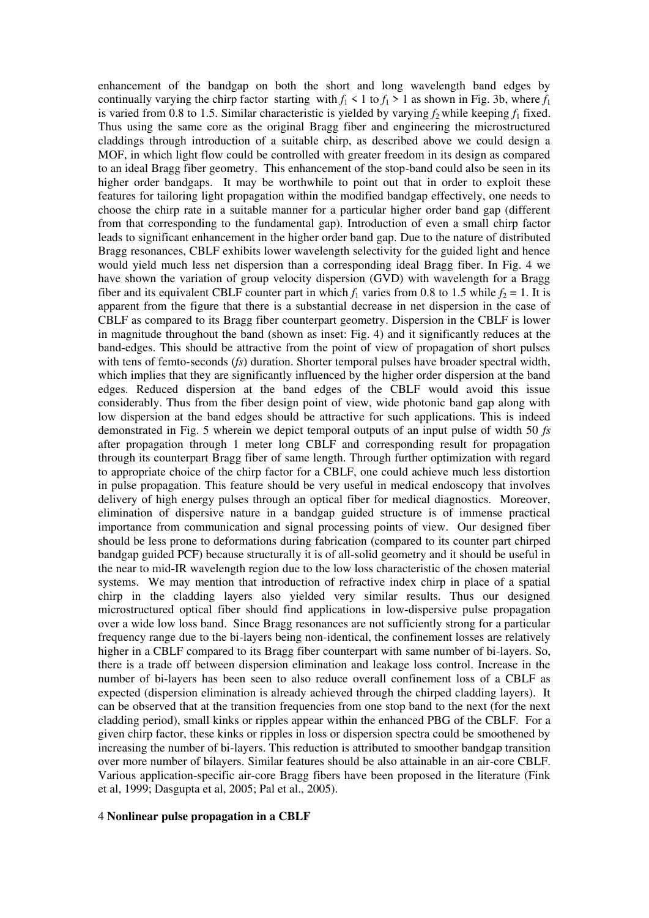enhancement of the bandgap on both the short and long wavelength band edges by continually varying the chirp factor starting with $f_1 < 1$ to $f_1 > 1$ as shown in Fig. 3b, where $f_1$ is varied from 0.8 to 1.5. Similar characteristic is yielded by varying $f_2$ while keeping $f_1$ fixed. Thus using the same core as the original Bragg fiber and engineering the microstructured claddings through introduction of a suitable chirp, as described above we could design a MOF, in which light flow could be controlled with greater freedom in its design as compared to an ideal Bragg fiber geometry. This enhancement of the stop-band could also be seen in its higher order bandgaps. It may be worthwhile to point out that in order to exploit these features for tailoring light propagation within the modified bandgap effectively, one needs to choose the chirp rate in a suitable manner for a particular higher order band gap (different from that corresponding to the fundamental gap). Introduction of even a small chirp factor leads to significant enhancement in the higher order band gap. Due to the nature of distributed Bragg resonances, CBLF exhibits lower wavelength selectivity for the guided light and hence would yield much less net dispersion than a corresponding ideal Bragg fiber. In Fig. 4 we have shown the variation of group velocity dispersion (GVD) with wavelength for a Bragg fiber and its equivalent CBLF counter part in which $f_1$ varies from 0.8 to 1.5 while $f_2 = 1$. It is apparent from the figure that there is a substantial decrease in net dispersion in the case of CBLF as compared to its Bragg fiber counterpart geometry. Dispersion in the CBLF is lower in magnitude throughout the band (shown as inset: Fig. 4) and it significantly reduces at the band-edges. This should be attractive from the point of view of propagation of short pulses with tens of femto-seconds (*fs*) duration. Shorter temporal pulses have broader spectral width, which implies that they are significantly influenced by the higher order dispersion at the band edges. Reduced dispersion at the band edges of the CBLF would avoid this issue considerably. Thus from the fiber design point of view, wide photonic band gap along with low dispersion at the band edges should be attractive for such applications. This is indeed demonstrated in Fig. 5 wherein we depict temporal outputs of an input pulse of width 50 *fs* after propagation through 1 meter long CBLF and corresponding result for propagation through its counterpart Bragg fiber of same length. Through further optimization with regard to appropriate choice of the chirp factor for a CBLF, one could achieve much less distortion in pulse propagation. This feature should be very useful in medical endoscopy that involves delivery of high energy pulses through an optical fiber for medical diagnostics. Moreover, elimination of dispersive nature in a bandgap guided structure is of immense practical importance from communication and signal processing points of view. Our designed fiber should be less prone to deformations during fabrication (compared to its counter part chirped bandgap guided PCF) because structurally it is of all-solid geometry and it should be useful in the near to mid-IR wavelength region due to the low loss characteristic of the chosen material systems. We may mention that introduction of refractive index chirp in place of a spatial chirp in the cladding layers also yielded very similar results. Thus our designed microstructured optical fiber should find applications in low-dispersive pulse propagation over a wide low loss band. Since Bragg resonances are not sufficiently strong for a particular frequency range due to the bi-layers being non-identical, the confinement losses are relatively higher in a CBLF compared to its Bragg fiber counterpart with same number of bi-layers. So, there is a trade off between dispersion elimination and leakage loss control. Increase in the number of bi-layers has been seen to also reduce overall confinement loss of a CBLF as expected (dispersion elimination is already achieved through the chirped cladding layers). It can be observed that at the transition frequencies from one stop band to the next (for the next cladding period), small kinks or ripples appear within the enhanced PBG of the CBLF. For a given chirp factor, these kinks or ripples in loss or dispersion spectra could be smoothened by increasing the number of bi-layers. This reduction is attributed to smoother bandgap transition over more number of bilayers. Similar features should be also attainable in an air-core CBLF. Various application-specific air-core Bragg fibers have been proposed in the literature (Fink et al, 1999; Dasgupta et al, 2005; Pal et al., 2005).

## 4 **Nonlinear pulse propagation in a CBLF**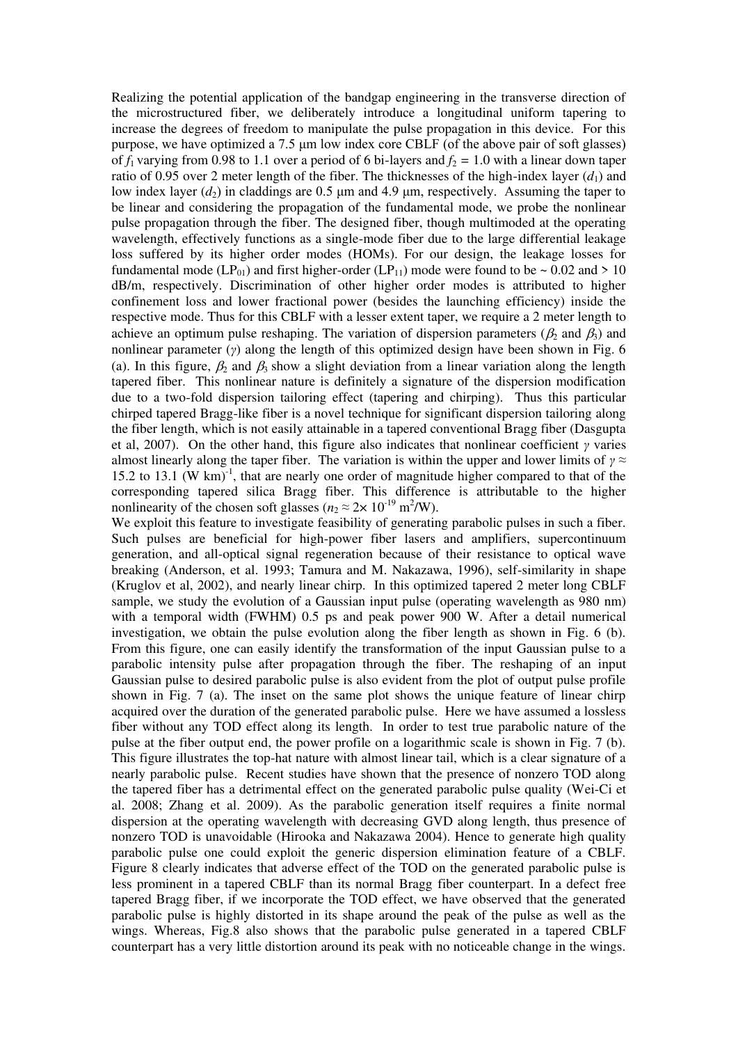Realizing the potential application of the bandgap engineering in the transverse direction of the microstructured fiber, we deliberately introduce a longitudinal uniform tapering to increase the degrees of freedom to manipulate the pulse propagation in this device. For this purpose, we have optimized a 7.5 μm low index core CBLF (of the above pair of soft glasses) of $f_1$ varying from 0.98 to 1.1 over a period of 6 bi-layers and $f_2$ = 1.0 with a linear down taper ratio of 0.95 over 2 meter length of the fiber. The thicknesses of the high-index layer ($d_1$) and low index layer ($d_2$) in claddings are 0.5 μm and 4.9 μm, respectively. Assuming the taper to be linear and considering the propagation of the fundamental mode, we probe the nonlinear pulse propagation through the fiber. The designed fiber, though multimoded at the operating wavelength, effectively functions as a single-mode fiber due to the large differential leakage loss suffered by its higher order modes (HOMs). For our design, the leakage losses for fundamental mode ($LP_{01}$) and first higher-order ($LP_{11}$) mode were found to be ~ 0.02 and > 10 dB/m, respectively. Discrimination of other higher order modes is attributed to higher confinement loss and lower fractional power (besides the launching efficiency) inside the respective mode. Thus for this CBLF with a lesser extent taper, we require a 2 meter length to achieve an optimum pulse reshaping. The variation of dispersion parameters ($\beta_2$ and $\beta_3$) and nonlinear parameter ($\gamma$) along the length of this optimized design have been shown in Fig. 6 (a). In this figure, $\beta_2$ and $\beta_3$ show a slight deviation from a linear variation along the length tapered fiber. This nonlinear nature is definitely a signature of the dispersion modification due to a two-fold dispersion tailoring effect (tapering and chirping). Thus this particular chirped tapered Bragg-like fiber is a novel technique for significant dispersion tailoring along the fiber length, which is not easily attainable in a tapered conventional Bragg fiber (Dasgupta et al, 2007). On the other hand, this figure also indicates that nonlinear coefficient $\gamma$ varies almost linearly along the taper fiber. The variation is within the upper and lower limits of $\gamma \approx$ 15.2 to 13.1 $(\mathrm{W\ km})^{-1}$, that are nearly one order of magnitude higher compared to that of the corresponding tapered silica Bragg fiber. This difference is attributable to the higher nonlinearity of the chosen soft glasses ($n_2 \approx 2\times 10^{-19}\ \mathrm{m^2/W}$).

We exploit this feature to investigate feasibility of generating parabolic pulses in such a fiber. Such pulses are beneficial for high-power fiber lasers and amplifiers, supercontinuum generation, and all-optical signal regeneration because of their resistance to optical wave breaking (Anderson, et al. 1993; Tamura and M. Nakazawa, 1996), self-similarity in shape (Kruglov et al, 2002), and nearly linear chirp. In this optimized tapered 2 meter long CBLF sample, we study the evolution of a Gaussian input pulse (operating wavelength as 980 nm) with a temporal width (FWHM) 0.5 ps and peak power 900 W. After a detail numerical investigation, we obtain the pulse evolution along the fiber length as shown in Fig. 6 (b). From this figure, one can easily identify the transformation of the input Gaussian pulse to a parabolic intensity pulse after propagation through the fiber. The reshaping of an input Gaussian pulse to desired parabolic pulse is also evident from the plot of output pulse profile shown in Fig. 7 (a). The inset on the same plot shows the unique feature of linear chirp acquired over the duration of the generated parabolic pulse. Here we have assumed a lossless fiber without any TOD effect along its length. In order to test true parabolic nature of the pulse at the fiber output end, the power profile on a logarithmic scale is shown in Fig. 7 (b). This figure illustrates the top-hat nature with almost linear tail, which is a clear signature of a nearly parabolic pulse. Recent studies have shown that the presence of nonzero TOD along the tapered fiber has a detrimental effect on the generated parabolic pulse quality (Wei-Ci et al. 2008; Zhang et al. 2009). As the parabolic generation itself requires a finite normal dispersion at the operating wavelength with decreasing GVD along length, thus presence of nonzero TOD is unavoidable (Hirooka and Nakazawa 2004). Hence to generate high quality parabolic pulse one could exploit the generic dispersion elimination feature of a CBLF. Figure 8 clearly indicates that adverse effect of the TOD on the generated parabolic pulse is less prominent in a tapered CBLF than its normal Bragg fiber counterpart. In a defect free tapered Bragg fiber, if we incorporate the TOD effect, we have observed that the generated parabolic pulse is highly distorted in its shape around the peak of the pulse as well as the wings. Whereas, Fig.8 also shows that the parabolic pulse generated in a tapered CBLF counterpart has a very little distortion around its peak with no noticeable change in the wings.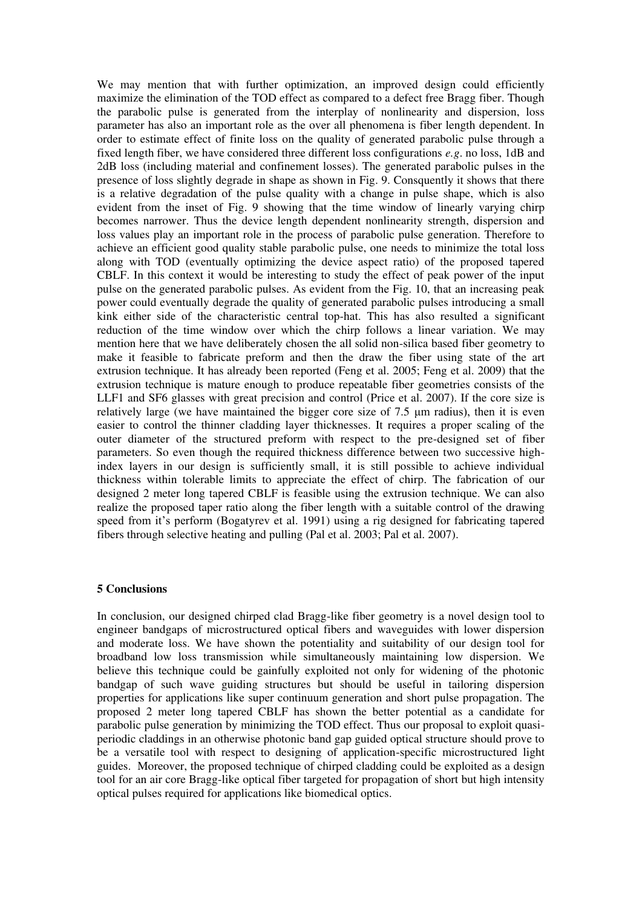We may mention that with further optimization, an improved design could efficiently maximize the elimination of the TOD effect as compared to a defect free Bragg fiber. Though the parabolic pulse is generated from the interplay of nonlinearity and dispersion, loss parameter has also an important role as the over all phenomena is fiber length dependent. In order to estimate effect of finite loss on the quality of generated parabolic pulse through a fixed length fiber, we have considered three different loss configurations *e.g*. no loss, 1dB and 2dB loss (including material and confinement losses). The generated parabolic pulses in the presence of loss slightly degrade in shape as shown in Fig. 9. Consquently it shows that there is a relative degradation of the pulse quality with a change in pulse shape, which is also evident from the inset of Fig. 9 showing that the time window of linearly varying chirp becomes narrower. Thus the device length dependent nonlinearity strength, dispersion and loss values play an important role in the process of parabolic pulse generation. Therefore to achieve an efficient good quality stable parabolic pulse, one needs to minimize the total loss along with TOD (eventually optimizing the device aspect ratio) of the proposed tapered CBLF. In this context it would be interesting to study the effect of peak power of the input pulse on the generated parabolic pulses. As evident from the Fig. 10, that an increasing peak power could eventually degrade the quality of generated parabolic pulses introducing a small kink either side of the characteristic central top-hat. This has also resulted a significant reduction of the time window over which the chirp follows a linear variation. We may mention here that we have deliberately chosen the all solid non-silica based fiber geometry to make it feasible to fabricate preform and then the draw the fiber using state of the art extrusion technique. It has already been reported (Feng et al. 2005; Feng et al. 2009) that the extrusion technique is mature enough to produce repeatable fiber geometries consists of the LLF1 and SF6 glasses with great precision and control (Price et al. 2007). If the core size is relatively large (we have maintained the bigger core size of 7.5 μm radius), then it is even easier to control the thinner cladding layer thicknesses. It requires a proper scaling of the outer diameter of the structured preform with respect to the pre-designed set of fiber parameters. So even though the required thickness difference between two successive high-index layers in our design is sufficiently small, it is still possible to achieve individual thickness within tolerable limits to appreciate the effect of chirp. The fabrication of our designed 2 meter long tapered CBLF is feasible using the extrusion technique. We can also realize the proposed taper ratio along the fiber length with a suitable control of the drawing speed from it's perform (Bogatyrev et al. 1991) using a rig designed for fabricating tapered fibers through selective heating and pulling (Pal et al. 2003; Pal et al. 2007).

## 5 Conclusions

In conclusion, our designed chirped clad Bragg-like fiber geometry is a novel design tool to engineer bandgaps of microstructured optical fibers and waveguides with lower dispersion and moderate loss. We have shown the potentiality and suitability of our design tool for broadband low loss transmission while simultaneously maintaining low dispersion. We believe this technique could be gainfully exploited not only for widening of the photonic bandgap of such wave guiding structures but should be useful in tailoring dispersion properties for applications like super continuum generation and short pulse propagation. The proposed 2 meter long tapered CBLF has shown the better potential as a candidate for parabolic pulse generation by minimizing the TOD effect. Thus our proposal to exploit quasi-periodic claddings in an otherwise photonic band gap guided optical structure should prove to be a versatile tool with respect to designing of application-specific microstructured light guides. Moreover, the proposed technique of chirped cladding could be exploited as a design tool for an air core Bragg-like optical fiber targeted for propagation of short but high intensity optical pulses required for applications like biomedical optics.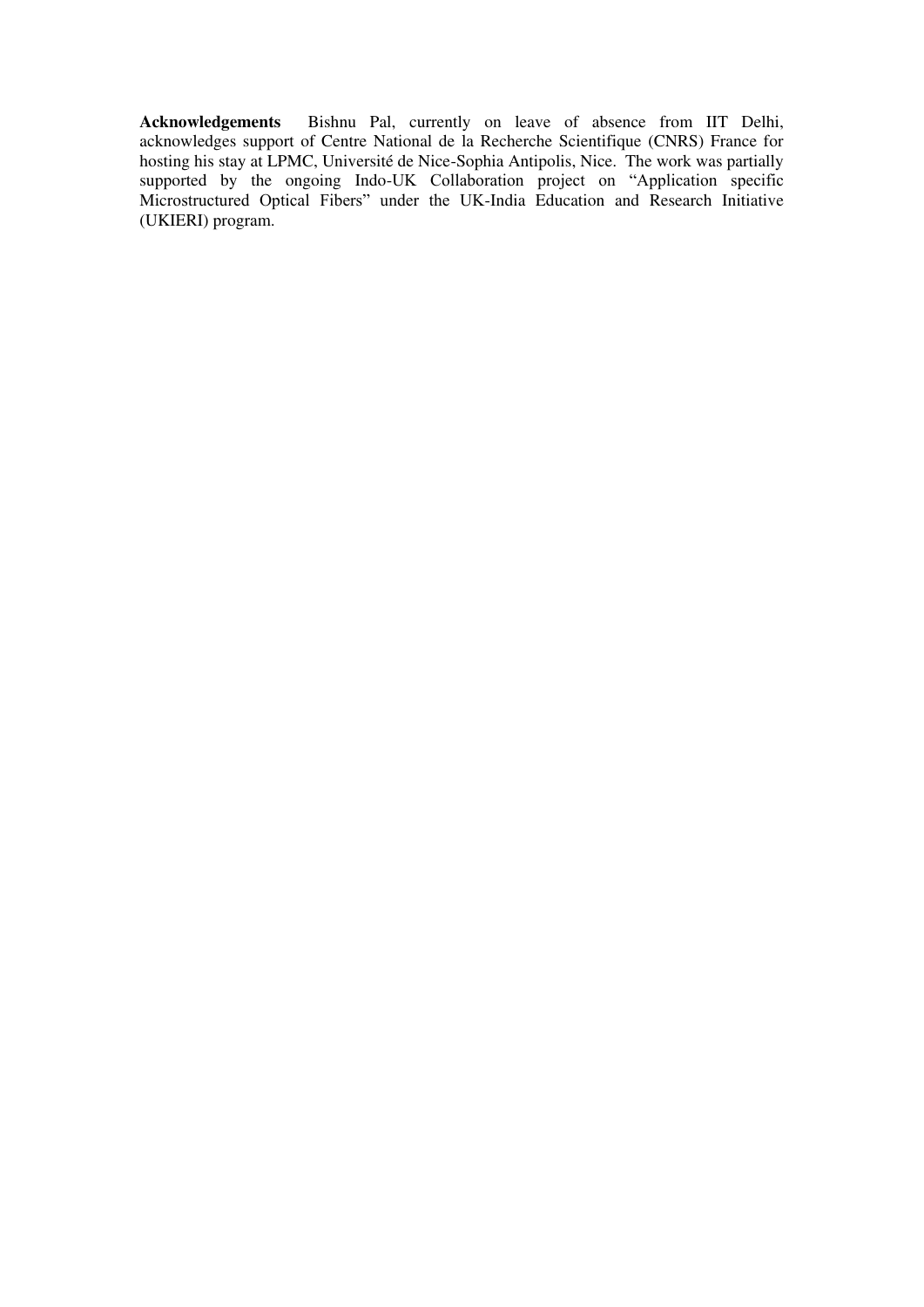**Acknowledgements** Bishnu Pal, currently on leave of absence from IIT Delhi, acknowledges support of Centre National de la Recherche Scientifique (CNRS) France for hosting his stay at LPMC, Université de Nice-Sophia Antipolis, Nice. The work was partially supported by the ongoing Indo-UK Collaboration project on "Application specific Microstructured Optical Fibers" under the UK-India Education and Research Initiative (UKIERI) program.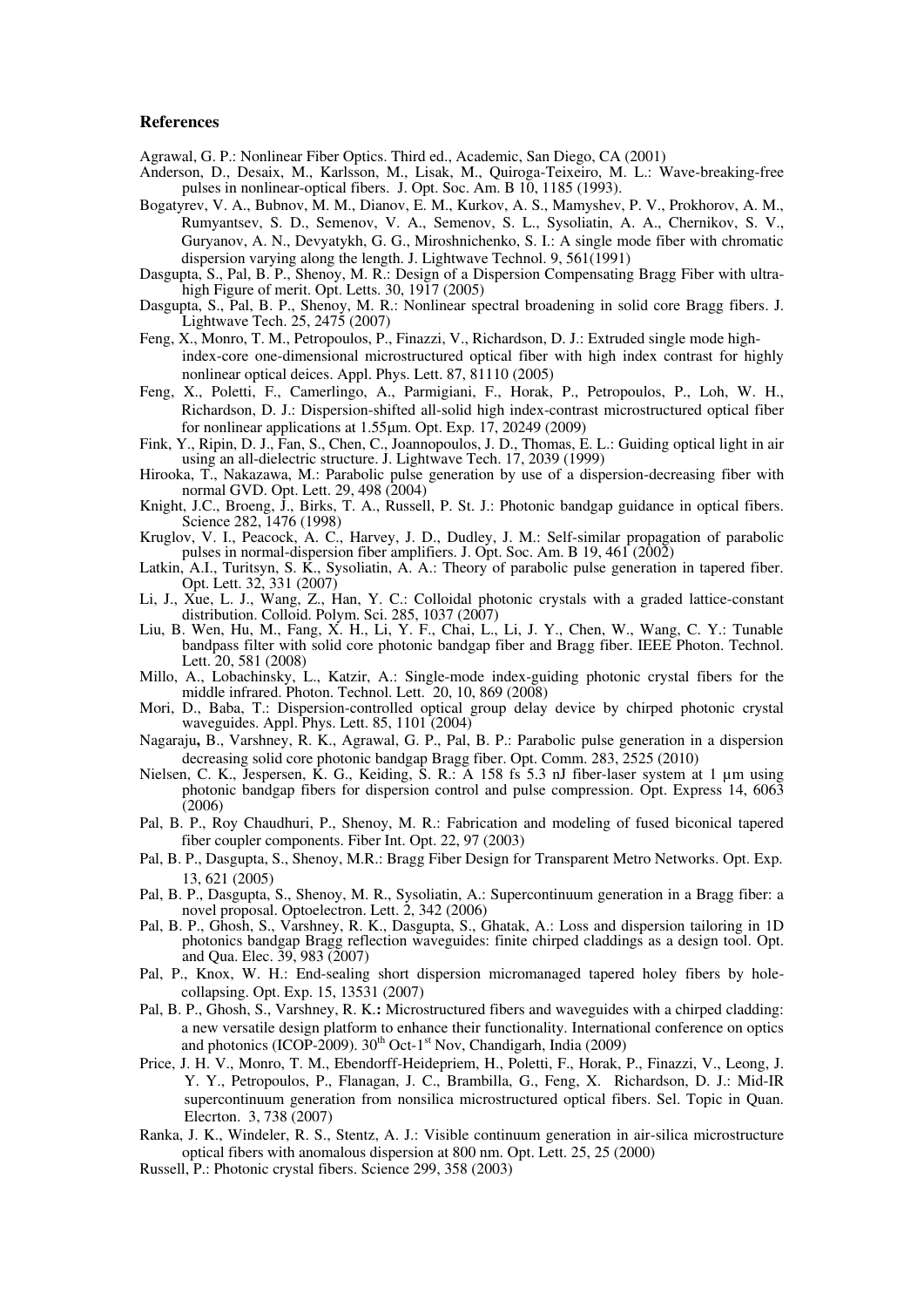## References

Agrawal, G. P.: Nonlinear Fiber Optics. Third ed., Academic, San Diego, CA (2001)

Anderson, D., Desaix, M., Karlsson, M., Lisak, M., Quiroga-Teixeiro, M. L.: Wave-breaking-free pulses in nonlinear-optical fibers. J. Opt. Soc. Am. B 10, 1185 (1993).

Bogatyrev, V. A., Bubnov, M. M., Dianov, E. M., Kurkov, A. S., Mamyshev, P. V., Prokhorov, A. M., Rumyantsev, S. D., Semenov, V. A., Semenov, S. L., Sysoliatin, A. A., Chernikov, S. V., Guryanov, A. N., Devyatykh, G. G., Miroshnichenko, S. I.: A single mode fiber with chromatic dispersion varying along the length. J. Lightwave Technol. 9, 561(1991)

Dasgupta, S., Pal, B. P., Shenoy, M. R.: Design of a Dispersion Compensating Bragg Fiber with ultra-high Figure of merit. Opt. Letts. 30, 1917 (2005)

Dasgupta, S., Pal, B. P., Shenoy, M. R.: Nonlinear spectral broadening in solid core Bragg fibers. J. Lightwave Tech. 25, 2475 (2007)

Feng, X., Monro, T. M., Petropoulos, P., Finazzi, V., Richardson, D. J.: Extruded single mode high-index-core one-dimensional microstructured optical fiber with high index contrast for highly nonlinear optical deices. Appl. Phys. Lett. 87, 81110 (2005)

Feng, X., Poletti, F., Camerlingo, A., Parmigiani, F., Horak, P., Petropoulos, P., Loh, W. H., Richardson, D. J.: Dispersion-shifted all-solid high index-contrast microstructured optical fiber for nonlinear applications at 1.55µm. Opt. Exp. 17, 20249 (2009)

Fink, Y., Ripin, D. J., Fan, S., Chen, C., Joannopoulos, J. D., Thomas, E. L.: Guiding optical light in air using an all-dielectric structure. J. Lightwave Tech. 17, 2039 (1999)

Hirooka, T., Nakazawa, M.: Parabolic pulse generation by use of a dispersion-decreasing fiber with normal GVD. Opt. Lett. 29, 498 (2004)

Knight, J.C., Broeng, J., Birks, T. A., Russell, P. St. J.: Photonic bandgap guidance in optical fibers. Science 282, 1476 (1998)

Kruglov, V. I., Peacock, A. C., Harvey, J. D., Dudley, J. M.: Self-similar propagation of parabolic pulses in normal-dispersion fiber amplifiers. J. Opt. Soc. Am. B 19, 461 (2002)

Latkin, A.I., Turitsyn, S. K., Sysoliatin, A. A.: Theory of parabolic pulse generation in tapered fiber. Opt. Lett. 32, 331 (2007)

Li, J., Xue, L. J., Wang, Z., Han, Y. C.: Colloidal photonic crystals with a graded lattice-constant distribution. Colloid. Polym. Sci. 285, 1037 (2007)

Liu, B. Wen, Hu, M., Fang, X. H., Li, Y. F., Chai, L., Li, J. Y., Chen, W., Wang, C. Y.: Tunable bandpass filter with solid core photonic bandgap fiber and Bragg fiber. IEEE Photon. Technol. Lett. 20, 581 (2008)

Millo, A., Lobachinsky, L., Katzir, A.: Single-mode index-guiding photonic crystal fibers for the middle infrared. Photon. Technol. Lett. 20, 10, 869 (2008)

Mori, D., Baba, T.: Dispersion-controlled optical group delay device by chirped photonic crystal waveguides. Appl. Phys. Lett. 85, 1101 (2004)

Nagaraju, B., Varshney, R. K., Agrawal, G. P., Pal, B. P.: Parabolic pulse generation in a dispersion decreasing solid core photonic bandgap Bragg fiber. Opt. Comm. 283, 2525 (2010)

Nielsen, C. K., Jespersen, K. G., Keiding, S. R.: A 158 fs 5.3 nJ fiber-laser system at 1 µm using photonic bandgap fibers for dispersion control and pulse compression. Opt. Express 14, 6063 (2006)

Pal, B. P., Roy Chaudhuri, P., Shenoy, M. R.: Fabrication and modeling of fused biconical tapered fiber coupler components. Fiber Int. Opt. 22, 97 (2003)

Pal, B. P., Dasgupta, S., Shenoy, M.R.: Bragg Fiber Design for Transparent Metro Networks. Opt. Exp. 13, 621 (2005)

Pal, B. P., Dasgupta, S., Shenoy, M. R., Sysoliatin, A.: Supercontinuum generation in a Bragg fiber: a novel proposal. Optoelectron. Lett. 2, 342 (2006)

Pal, B. P., Ghosh, S., Varshney, R. K., Dasgupta, S., Ghatak, A.: Loss and dispersion tailoring in 1D photonics bandgap Bragg reflection waveguides: finite chirped claddings as a design tool. Opt. and Qua. Elec. 39, 983 (2007)

Pal, P., Knox, W. H.: End-sealing short dispersion micromanaged tapered holey fibers by hole-collapsing. Opt. Exp. 15, 13531 (2007)

Pal, B. P., Ghosh, S., Varshney, R. K.: Microstructured fibers and waveguides with a chirped cladding: a new versatile design platform to enhance their functionality. International conference on optics and photonics (ICOP-2009). 30th Oct-1st Nov, Chandigarh, India (2009)

Price, J. H. V., Monro, T. M., Ebendorff-Heidepriem, H., Poletti, F., Horak, P., Finazzi, V., Leong, J. Y. Y., Petropoulos, P., Flanagan, J. C., Brambilla, G., Feng, X. Richardson, D. J.: Mid-IR supercontinuum generation from nonsilica microstructured optical fibers. Sel. Topic in Quan. Elecrton. 3, 738 (2007)

Ranka, J. K., Windeler, R. S., Stentz, A. J.: Visible continuum generation in air-silica microstructure optical fibers with anomalous dispersion at 800 nm. Opt. Lett. 25, 25 (2000)

Russell, P.: Photonic crystal fibers. Science 299, 358 (2003)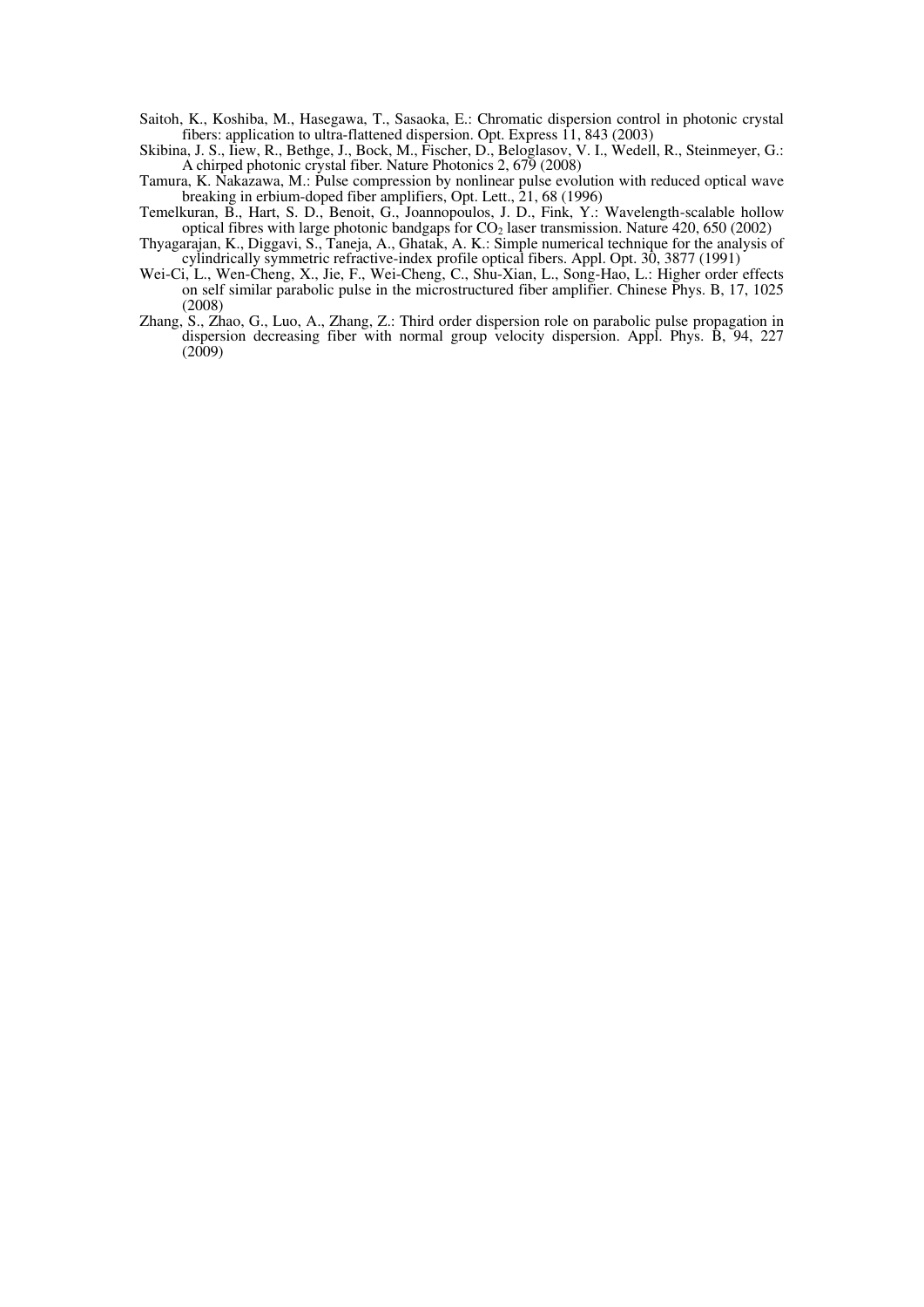Saitoh, K., Koshiba, M., Hasegawa, T., Sasaoka, E.: Chromatic dispersion control in photonic crystal fibers: application to ultra-flattened dispersion. Opt. Express 11, 843 (2003)

Skibina, J. S., Iiew, R., Bethge, J., Bock, M., Fischer, D., Beloglasov, V. I., Wedell, R., Steinmeyer, G.: A chirped photonic crystal fiber. Nature Photonics 2, 679 (2008)

Tamura, K. Nakazawa, M.: Pulse compression by nonlinear pulse evolution with reduced optical wave breaking in erbium-doped fiber amplifiers, Opt. Lett., 21, 68 (1996)

Temelkuran, B., Hart, S. D., Benoit, G., Joannopoulos, J. D., Fink, Y.: Wavelength-scalable hollow optical fibres with large photonic bandgaps for $CO_2$ laser transmission. Nature 420, 650 (2002)

Thyagarajan, K., Diggavi, S., Taneja, A., Ghatak, A. K.: Simple numerical technique for the analysis of cylindrically symmetric refractive-index profile optical fibers. Appl. Opt. 30, 3877 (1991)

Wei-Ci, L., Wen-Cheng, X., Jie, F., Wei-Cheng, C., Shu-Xian, L., Song-Hao, L.: Higher order effects on self similar parabolic pulse in the microstructured fiber amplifier. Chinese Phys. B, 17, 1025 (2008)

Zhang, S., Zhao, G., Luo, A., Zhang, Z.: Third order dispersion role on parabolic pulse propagation in dispersion decreasing fiber with normal group velocity dispersion. Appl. Phys. B, 94, 227 (2009)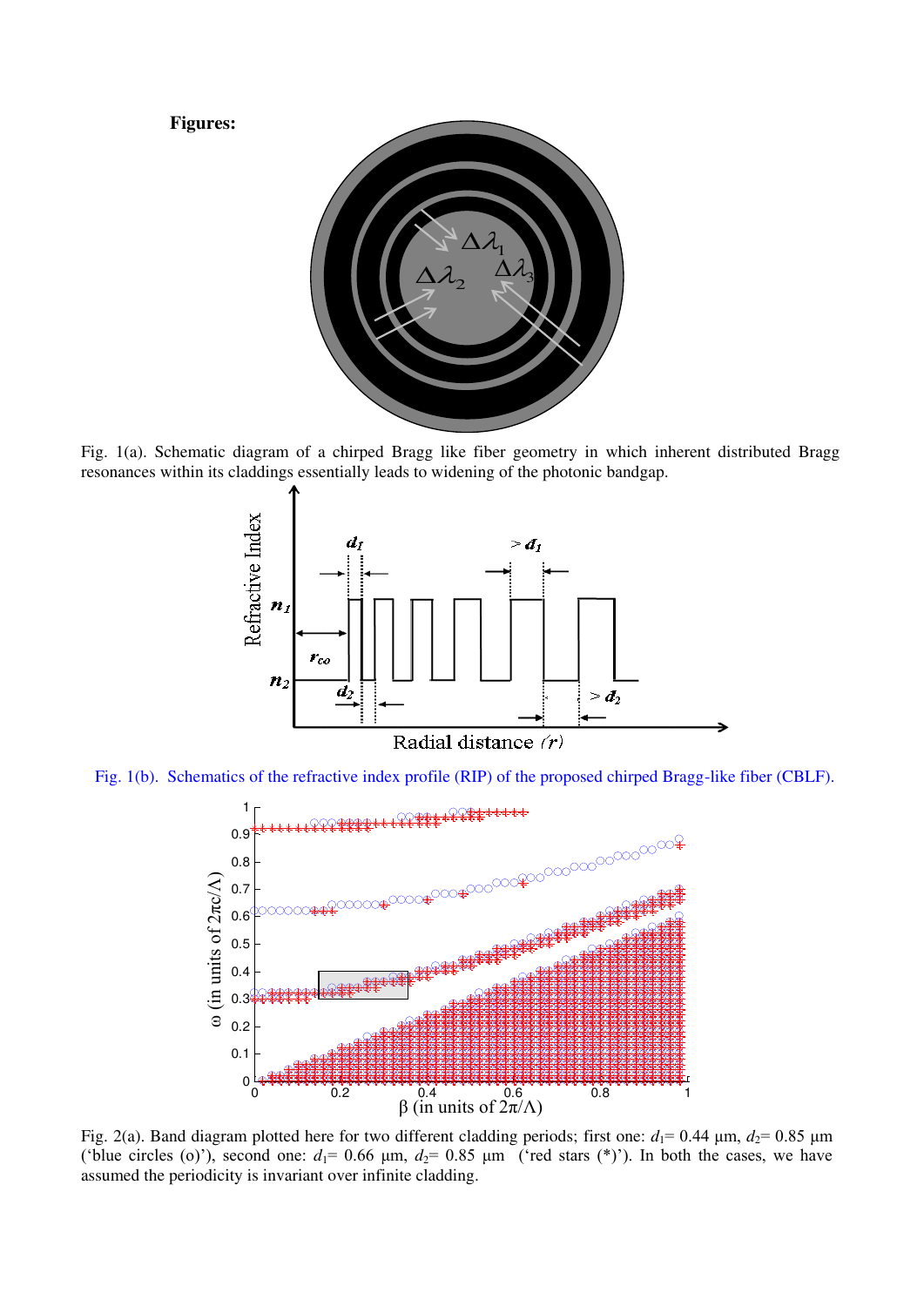**Figures:**

Fig. 1(a). Schematic diagram of a chirped Bragg like fiber geometry in which inherent distributed Bragg resonances within its claddings essentially leads to widening of the photonic bandgap.

Fig. 1(b). Schematics of the refractive index profile (RIP) of the proposed chirped Bragg-like fiber (CBLF).

Fig. 2(a). Band diagram plotted here for two different cladding periods; first one: $d_1$= 0.44 µm, $d_2$= 0.85 µm ('blue circles (o)'), second one: $d_1$= 0.66 µm, $d_2$= 0.85 µm ('red stars (*)'). In both the cases, we have assumed the periodicity is invariant over infinite cladding.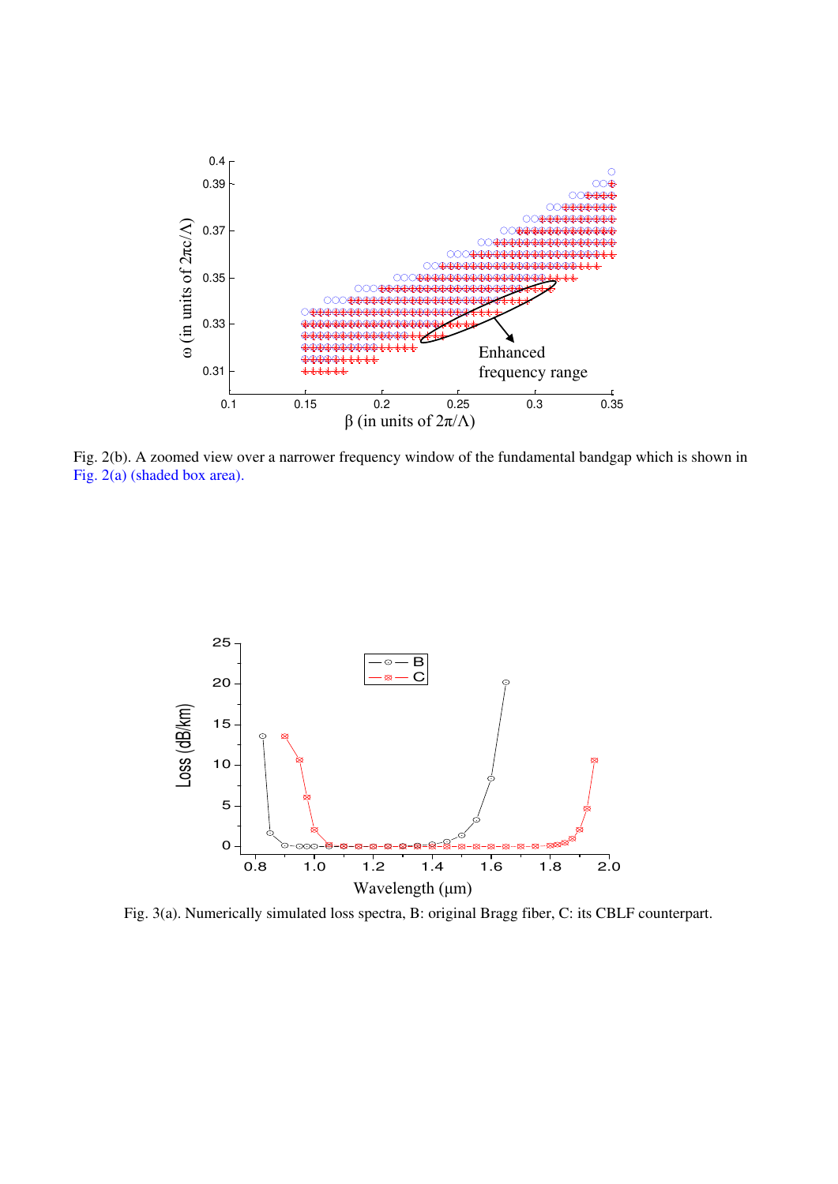Fig. 2(b). A zoomed view over a narrower frequency window of the fundamental bandgap which is shown in Fig. 2(a) (shaded box area).

Fig. 3(a). Numerically simulated loss spectra, B: original Bragg fiber, C: its CBLF counterpart.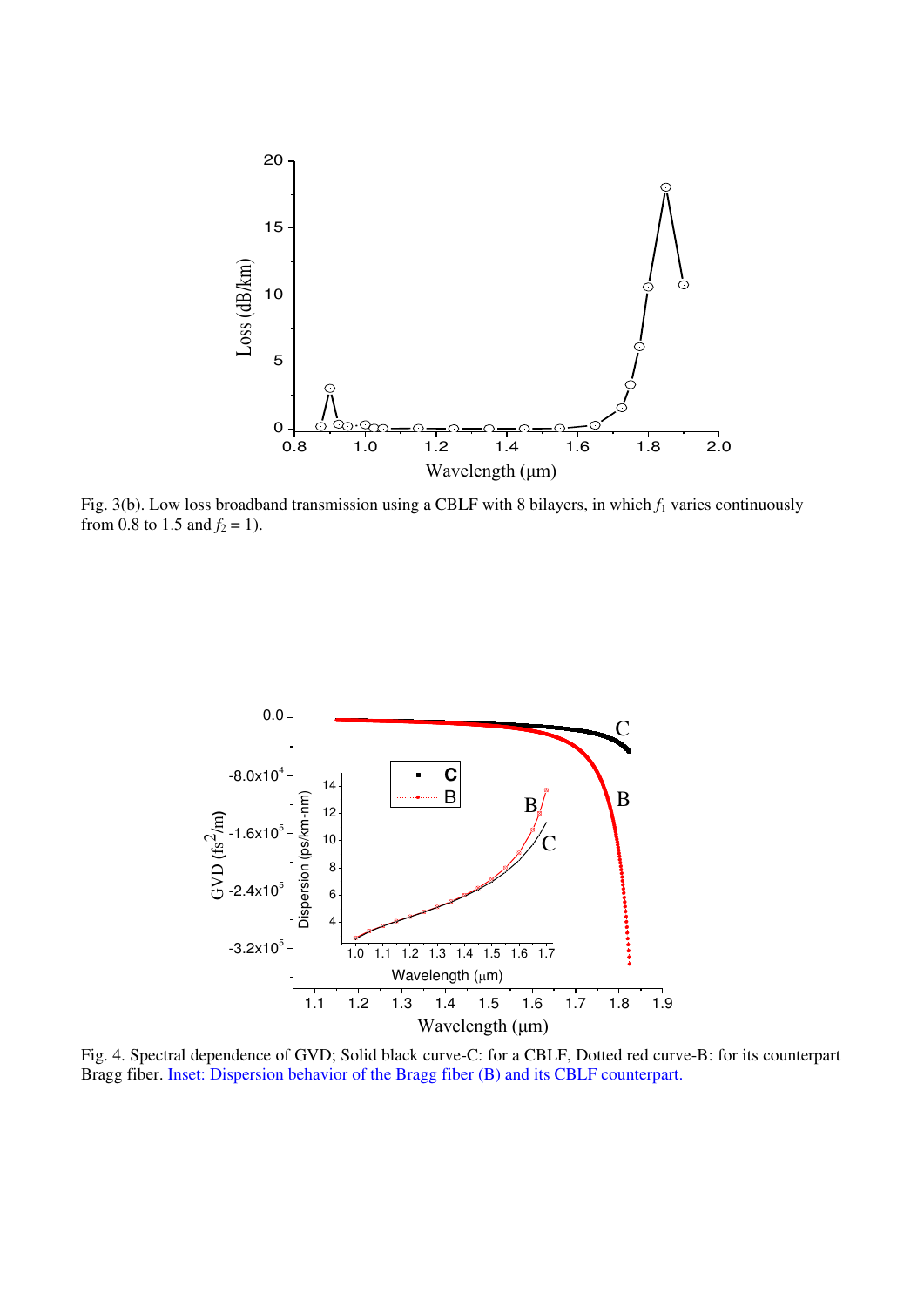Fig. 3(b). Low loss broadband transmission using a CBLF with 8 bilayers, in which $f_1$ varies continuously from 0.8 to 1.5 and $f_2 = 1$).

Fig. 4. Spectral dependence of GVD; Solid black curve-C: for a CBLF, Dotted red curve-B: for its counterpart Bragg fiber. Inset: Dispersion behavior of the Bragg fiber (B) and its CBLF counterpart.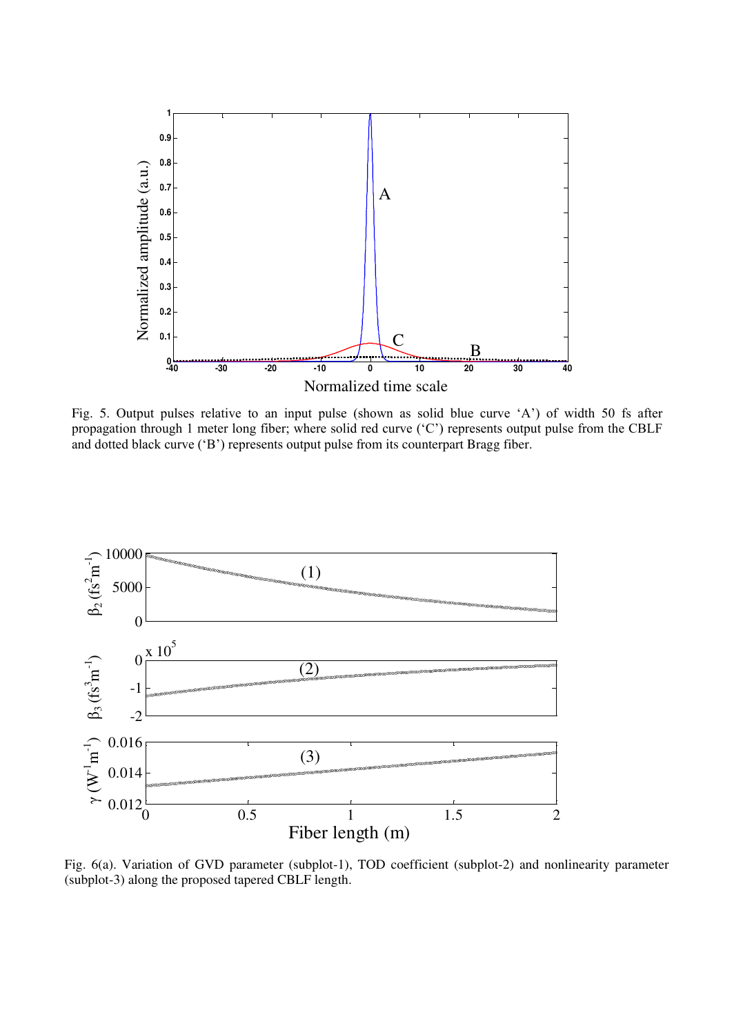Fig. 5. Output pulses relative to an input pulse (shown as solid blue curve 'A') of width 50 fs after propagation through 1 meter long fiber; where solid red curve ('C') represents output pulse from the CBLF and dotted black curve ('B') represents output pulse from its counterpart Bragg fiber.

Fig. 6(a). Variation of GVD parameter (subplot-1), TOD coefficient (subplot-2) and nonlinearity parameter (subplot-3) along the proposed tapered CBLF length.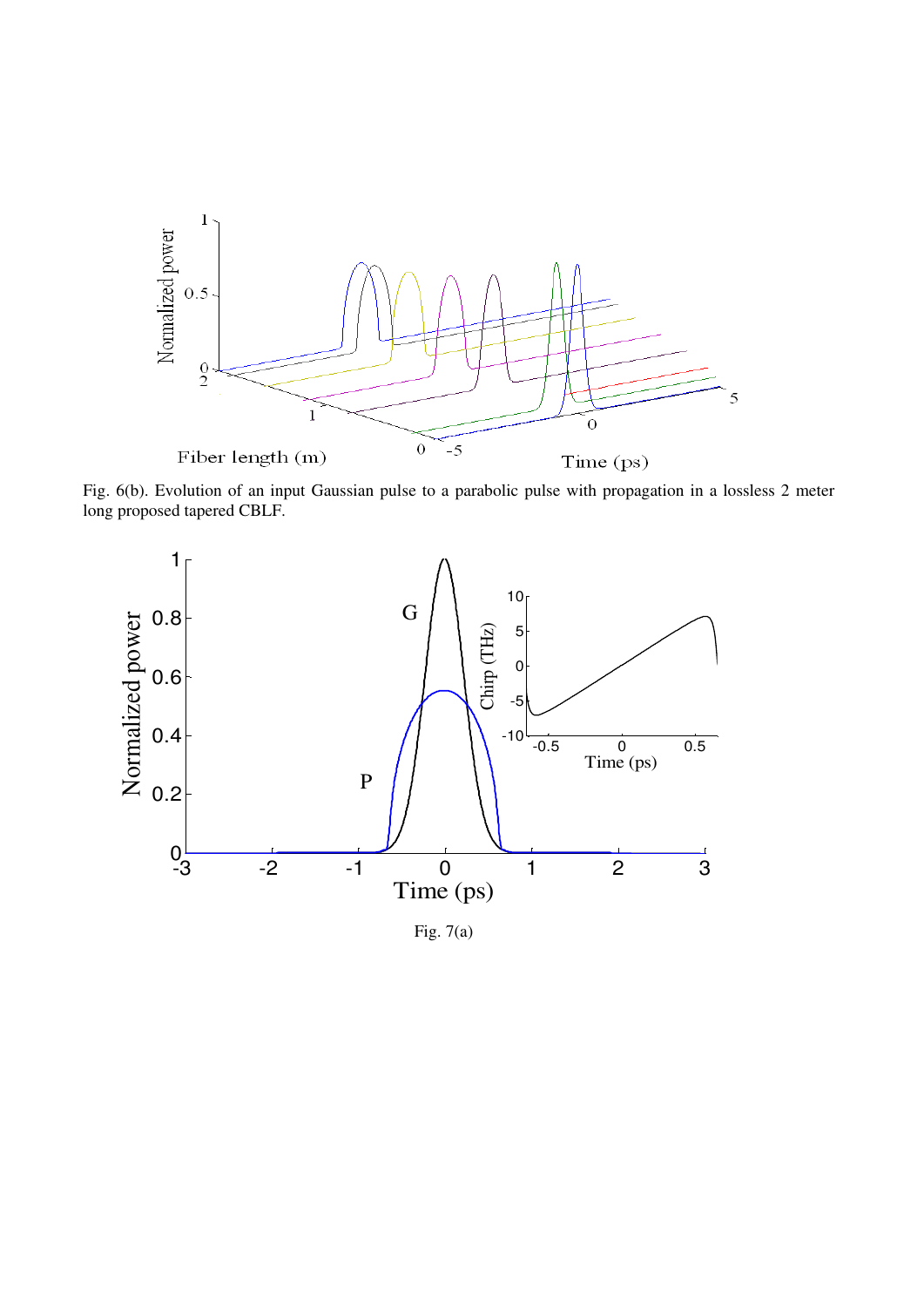Fig. 6(b). Evolution of an input Gaussian pulse to a parabolic pulse with propagation in a lossless 2 meter long proposed tapered CBLF.

Fig. 7(a)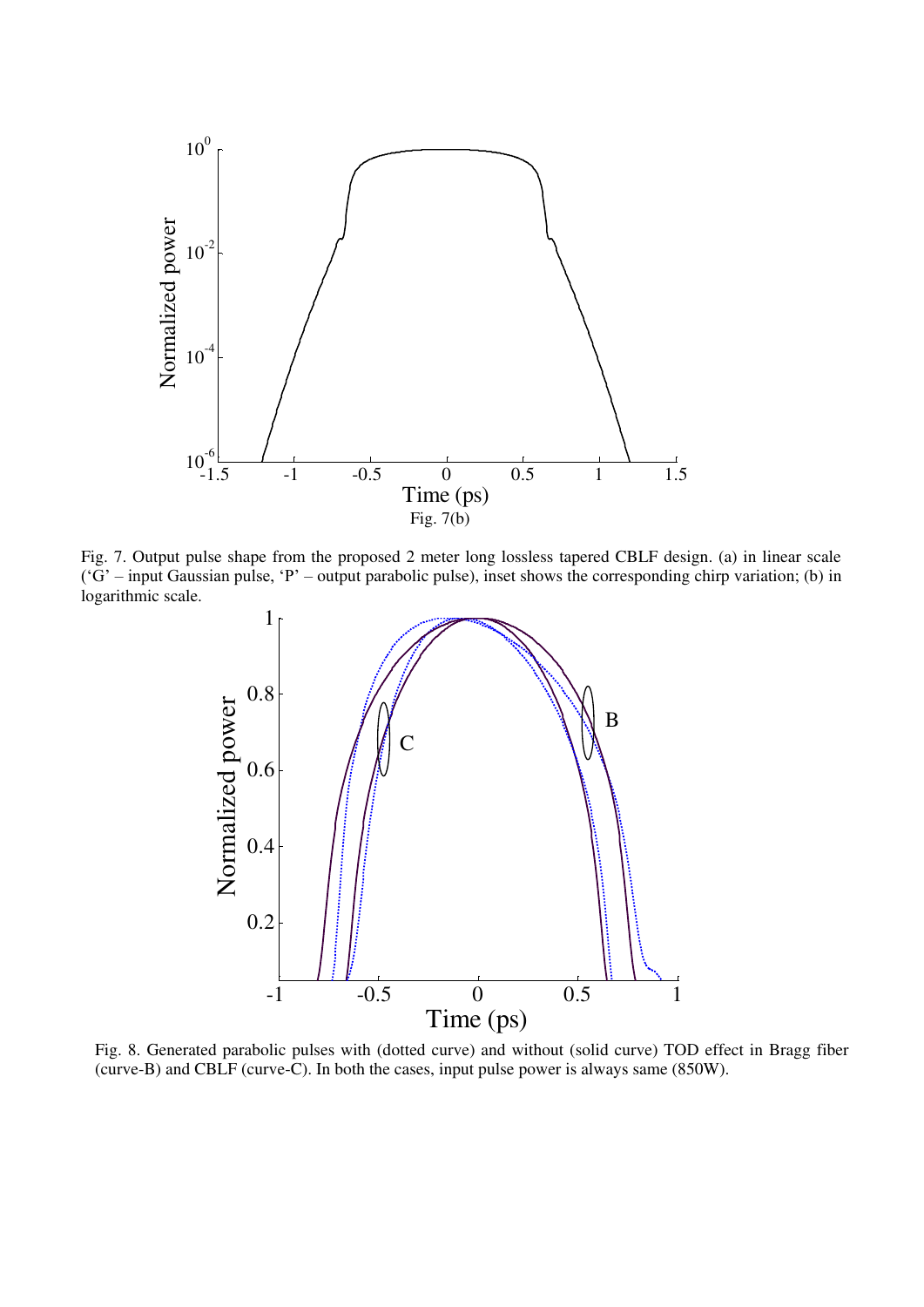Fig. 7(b)

Fig. 7. Output pulse shape from the proposed 2 meter long lossless tapered CBLF design. (a) in linear scale ('G' – input Gaussian pulse, 'P' – output parabolic pulse), inset shows the corresponding chirp variation; (b) in logarithmic scale.

Fig. 8. Generated parabolic pulses with (dotted curve) and without (solid curve) TOD effect in Bragg fiber (curve-B) and CBLF (curve-C). In both the cases, input pulse power is always same (850W).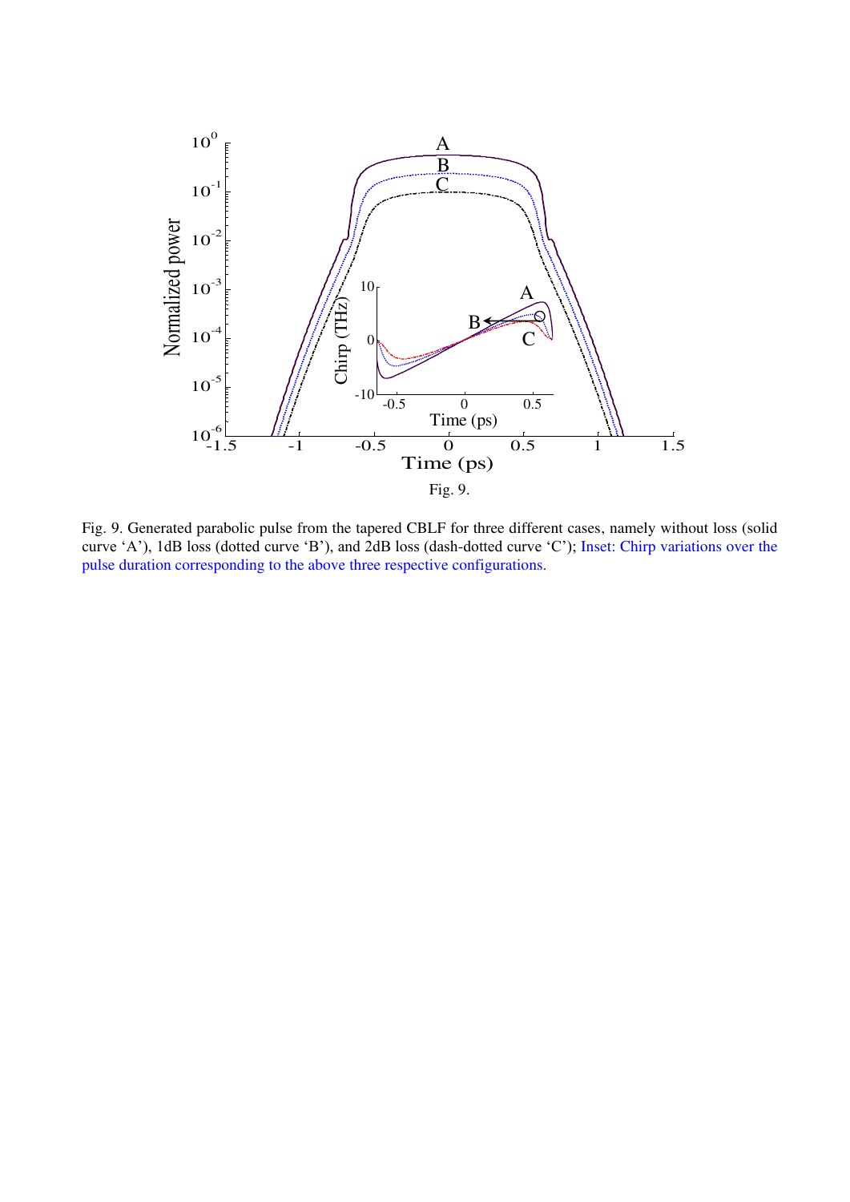Fig. 9.

Fig. 9. Generated parabolic pulse from the tapered CBLF for three different cases, namely without loss (solid curve 'A'), 1dB loss (dotted curve 'B'), and 2dB loss (dash-dotted curve 'C'); Inset: Chirp variations over the pulse duration corresponding to the above three respective configurations.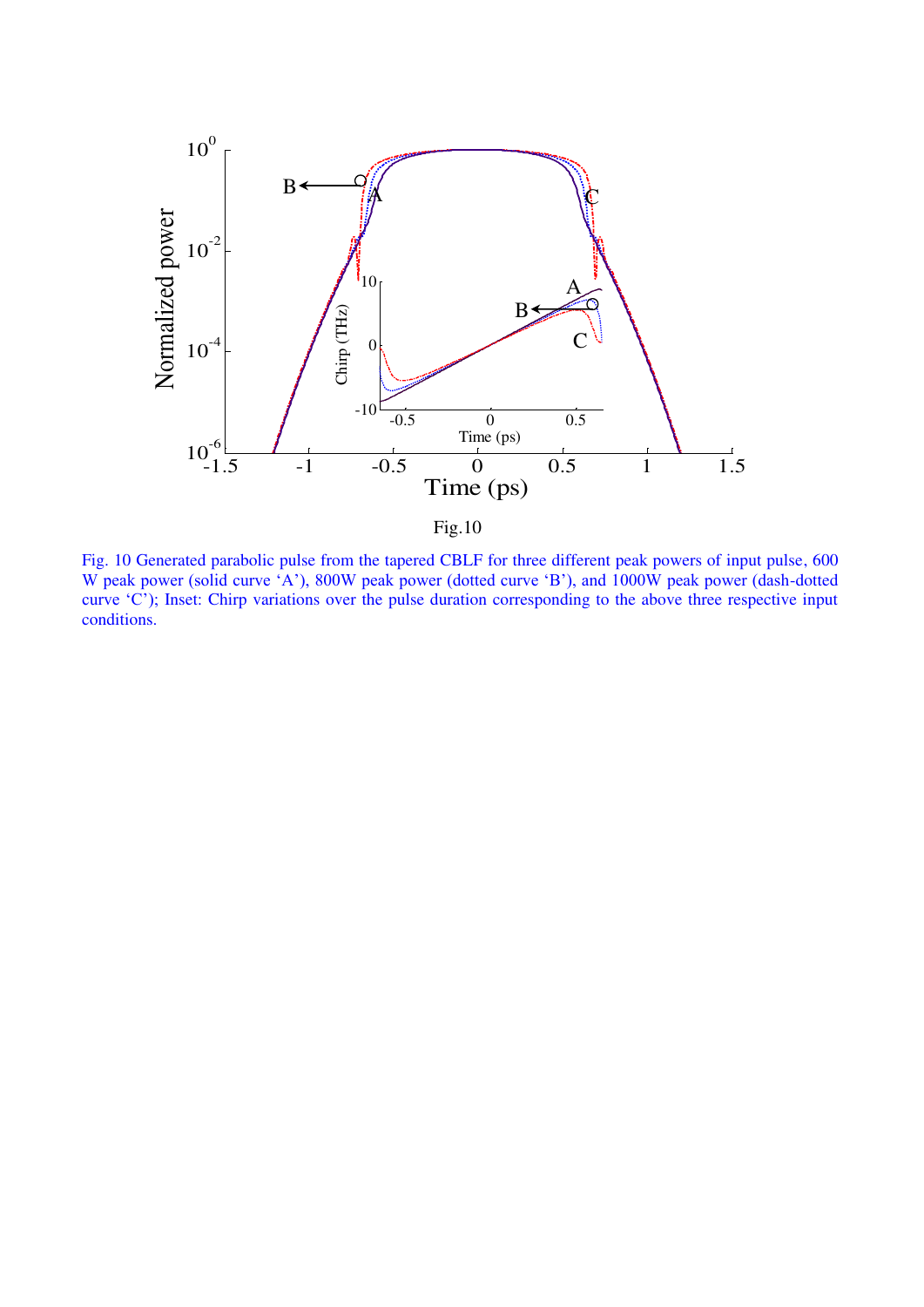Normalized power

$10^{0}$

$10^{-2}$

$10^{-4}$

$10^{-6}$

-1.5

-1

-0.5

0

0.5

1

1.5

Time (ps)

B

A

C

Chirp (THz)

10

0

-10

-0.5

0

0.5

Time (ps)

A

B

C

Fig.10

Fig. 10 Generated parabolic pulse from the tapered CBLF for three different peak powers of input pulse, 600 W peak power (solid curve 'A'), 800W peak power (dotted curve 'B'), and 1000W peak power (dash-dotted curve 'C'); Inset: Chirp variations over the pulse duration corresponding to the above three respective input conditions.